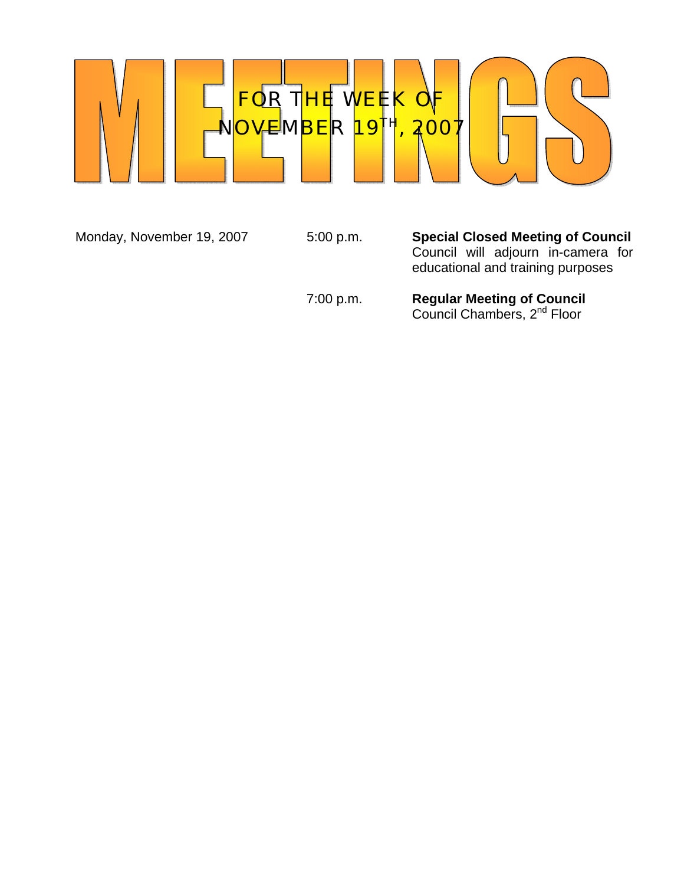# MEETINGS

## FOR THE WEEK OF NOVEMBER 19TH, 2007

| | | |
|---|---|---|
| Monday, November 19, 2007 | 5:00 p.m. | **Special Closed Meeting of Council** Council will adjourn in-camera for educational and training purposes |
| | 7:00 p.m. | **Regular Meeting of Council** Council Chambers, 2nd Floor |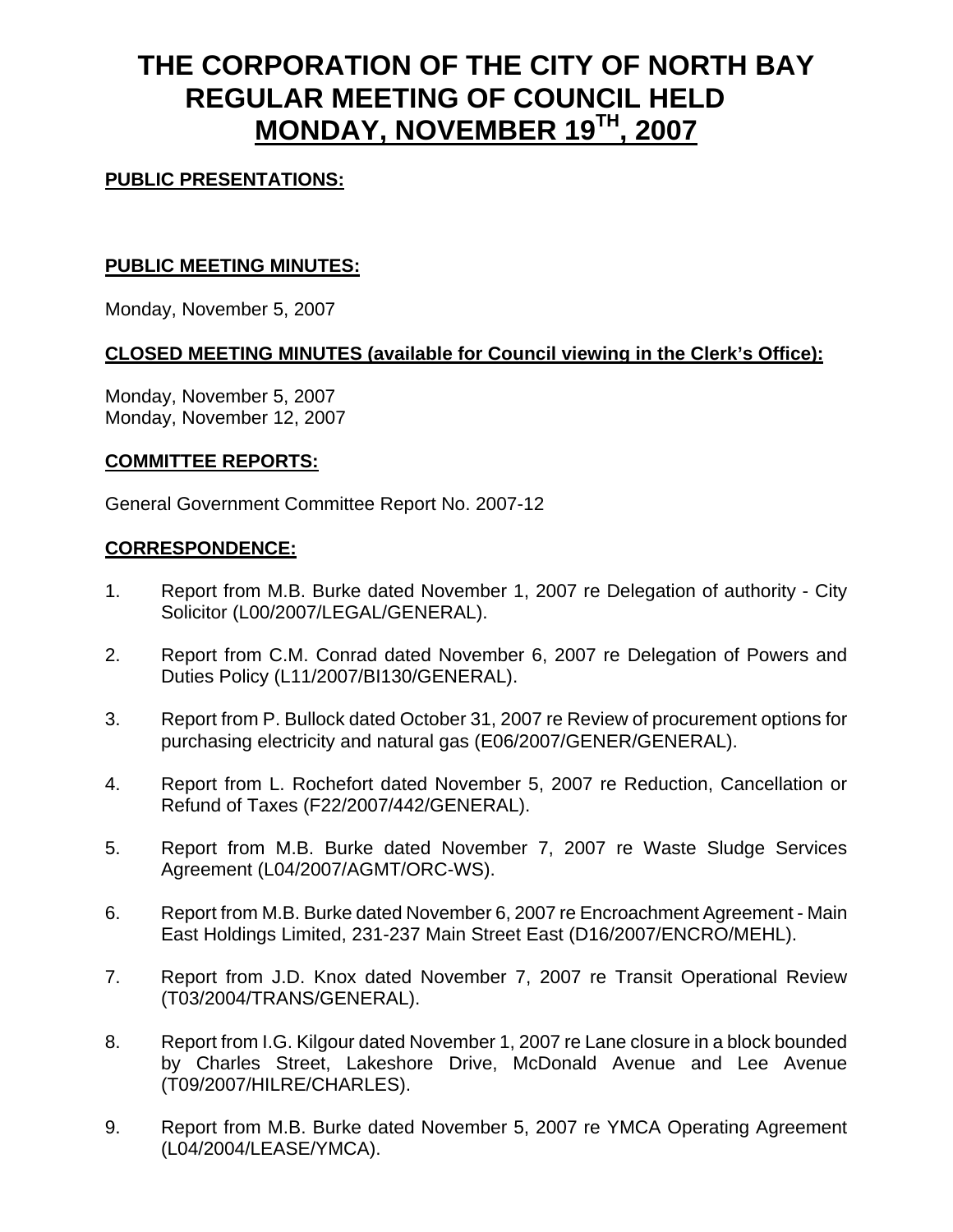# THE CORPORATION OF THE CITY OF NORTH BAY REGULAR MEETING OF COUNCIL HELD MONDAY, NOVEMBER 19TH, 2007

**PUBLIC PRESENTATIONS:**

**PUBLIC MEETING MINUTES:**

Monday, November 5, 2007

**CLOSED MEETING MINUTES (available for Council viewing in the Clerk's Office):**

Monday, November 5, 2007
Monday, November 12, 2007

**COMMITTEE REPORTS:**

General Government Committee Report No. 2007-12

**CORRESPONDENCE:**

1. Report from M.B. Burke dated November 1, 2007 re Delegation of authority - City Solicitor (L00/2007/LEGAL/GENERAL).

2. Report from C.M. Conrad dated November 6, 2007 re Delegation of Powers and Duties Policy (L11/2007/BI130/GENERAL).

3. Report from P. Bullock dated October 31, 2007 re Review of procurement options for purchasing electricity and natural gas (E06/2007/GENER/GENERAL).

4. Report from L. Rochefort dated November 5, 2007 re Reduction, Cancellation or Refund of Taxes (F22/2007/442/GENERAL).

5. Report from M.B. Burke dated November 7, 2007 re Waste Sludge Services Agreement (L04/2007/AGMT/ORC-WS).

6. Report from M.B. Burke dated November 6, 2007 re Encroachment Agreement - Main East Holdings Limited, 231-237 Main Street East (D16/2007/ENCRO/MEHL).

7. Report from J.D. Knox dated November 7, 2007 re Transit Operational Review (T03/2004/TRANS/GENERAL).

8. Report from I.G. Kilgour dated November 1, 2007 re Lane closure in a block bounded by Charles Street, Lakeshore Drive, McDonald Avenue and Lee Avenue (T09/2007/HILRE/CHARLES).

9. Report from M.B. Burke dated November 5, 2007 re YMCA Operating Agreement (L04/2004/LEASE/YMCA).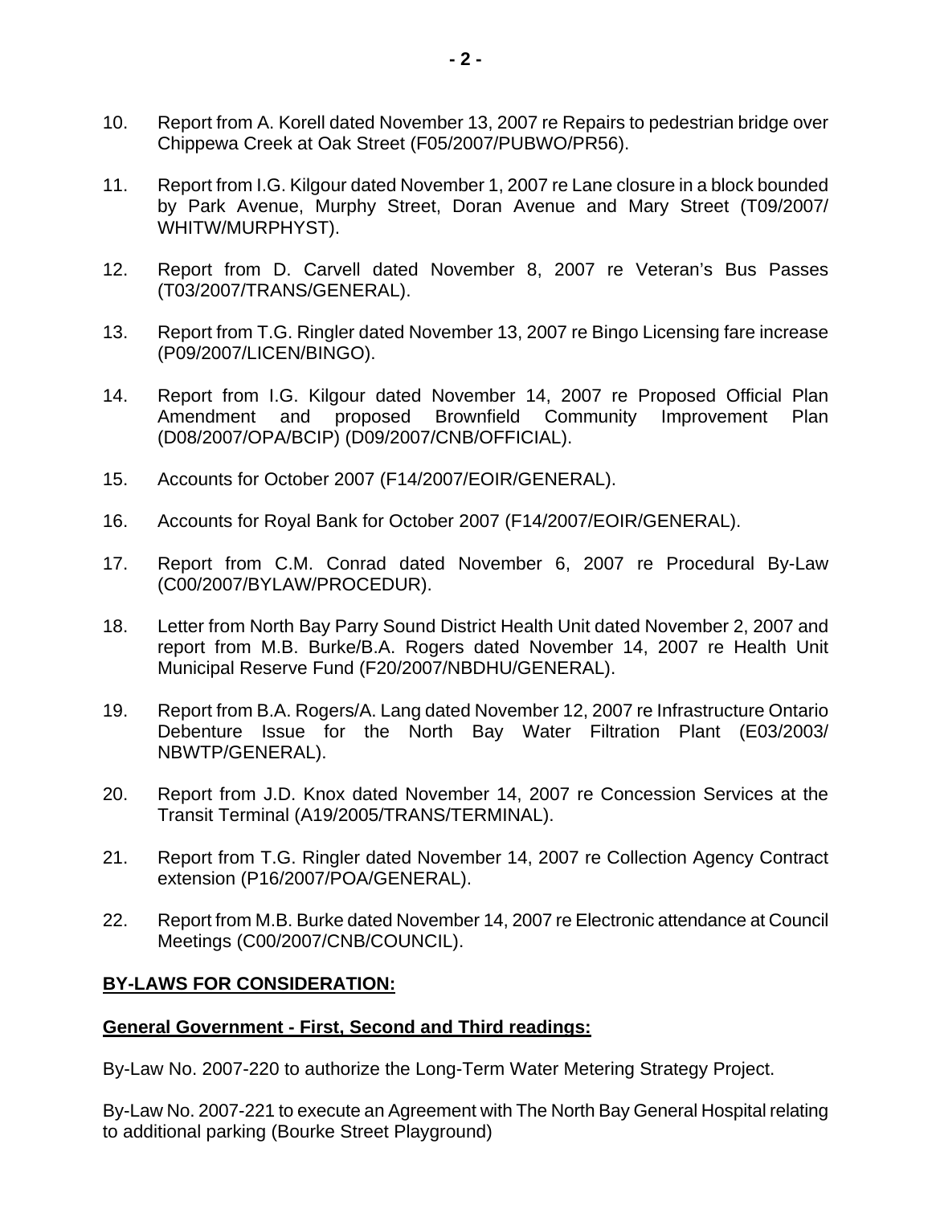10. Report from A. Korell dated November 13, 2007 re Repairs to pedestrian bridge over Chippewa Creek at Oak Street (F05/2007/PUBWO/PR56).

11. Report from I.G. Kilgour dated November 1, 2007 re Lane closure in a block bounded by Park Avenue, Murphy Street, Doran Avenue and Mary Street (T09/2007/ WHITW/MURPHYST).

12. Report from D. Carvell dated November 8, 2007 re Veteran's Bus Passes (T03/2007/TRANS/GENERAL).

13. Report from T.G. Ringler dated November 13, 2007 re Bingo Licensing fare increase (P09/2007/LICEN/BINGO).

14. Report from I.G. Kilgour dated November 14, 2007 re Proposed Official Plan Amendment and proposed Brownfield Community Improvement Plan (D08/2007/OPA/BCIP) (D09/2007/CNB/OFFICIAL).

15. Accounts for October 2007 (F14/2007/EOIR/GENERAL).

16. Accounts for Royal Bank for October 2007 (F14/2007/EOIR/GENERAL).

17. Report from C.M. Conrad dated November 6, 2007 re Procedural By-Law (C00/2007/BYLAW/PROCEDUR).

18. Letter from North Bay Parry Sound District Health Unit dated November 2, 2007 and report from M.B. Burke/B.A. Rogers dated November 14, 2007 re Health Unit Municipal Reserve Fund (F20/2007/NBDHU/GENERAL).

19. Report from B.A. Rogers/A. Lang dated November 12, 2007 re Infrastructure Ontario Debenture Issue for the North Bay Water Filtration Plant (E03/2003/ NBWTP/GENERAL).

20. Report from J.D. Knox dated November 14, 2007 re Concession Services at the Transit Terminal (A19/2005/TRANS/TERMINAL).

21. Report from T.G. Ringler dated November 14, 2007 re Collection Agency Contract extension (P16/2007/POA/GENERAL).

22. Report from M.B. Burke dated November 14, 2007 re Electronic attendance at Council Meetings (C00/2007/CNB/COUNCIL).

**BY-LAWS FOR CONSIDERATION:**

**General Government - First, Second and Third readings:**

By-Law No. 2007-220 to authorize the Long-Term Water Metering Strategy Project.

By-Law No. 2007-221 to execute an Agreement with The North Bay General Hospital relating to additional parking (Bourke Street Playground)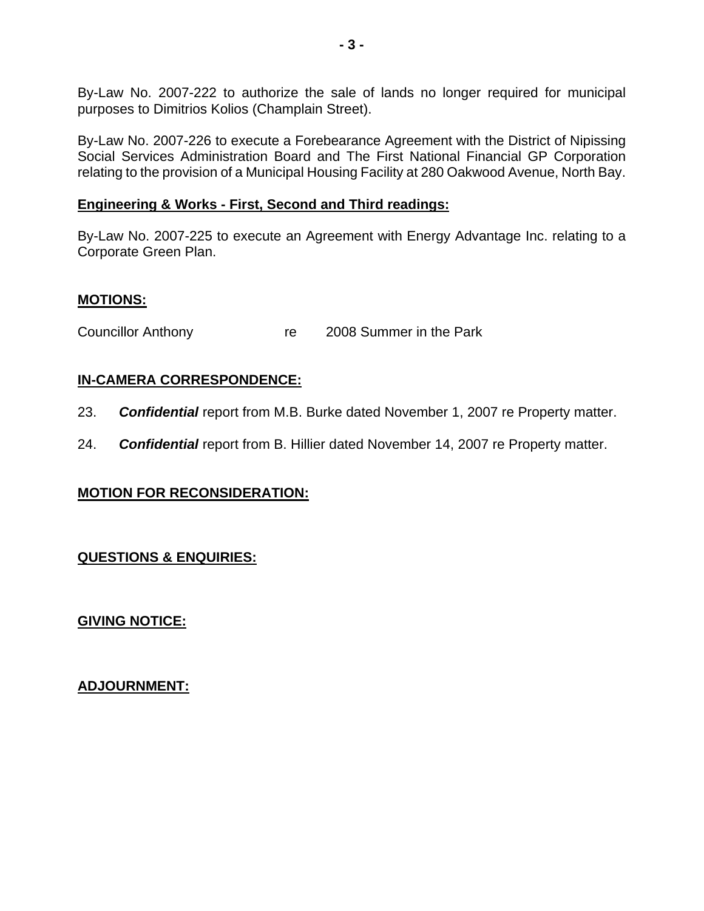By-Law No. 2007-222 to authorize the sale of lands no longer required for municipal purposes to Dimitrios Kolios (Champlain Street).

By-Law No. 2007-226 to execute a Forebearance Agreement with the District of Nipissing Social Services Administration Board and The First National Financial GP Corporation relating to the provision of a Municipal Housing Facility at 280 Oakwood Avenue, North Bay.

**Engineering & Works - First, Second and Third readings:**

By-Law No. 2007-225 to execute an Agreement with Energy Advantage Inc. relating to a Corporate Green Plan.

**MOTIONS:**

Councillor Anthony re 2008 Summer in the Park

**IN-CAMERA CORRESPONDENCE:**

23. ***Confidential*** report from M.B. Burke dated November 1, 2007 re Property matter.

24. ***Confidential*** report from B. Hillier dated November 14, 2007 re Property matter.

**MOTION FOR RECONSIDERATION:**

**QUESTIONS & ENQUIRIES:**

**GIVING NOTICE:**

**ADJOURNMENT:**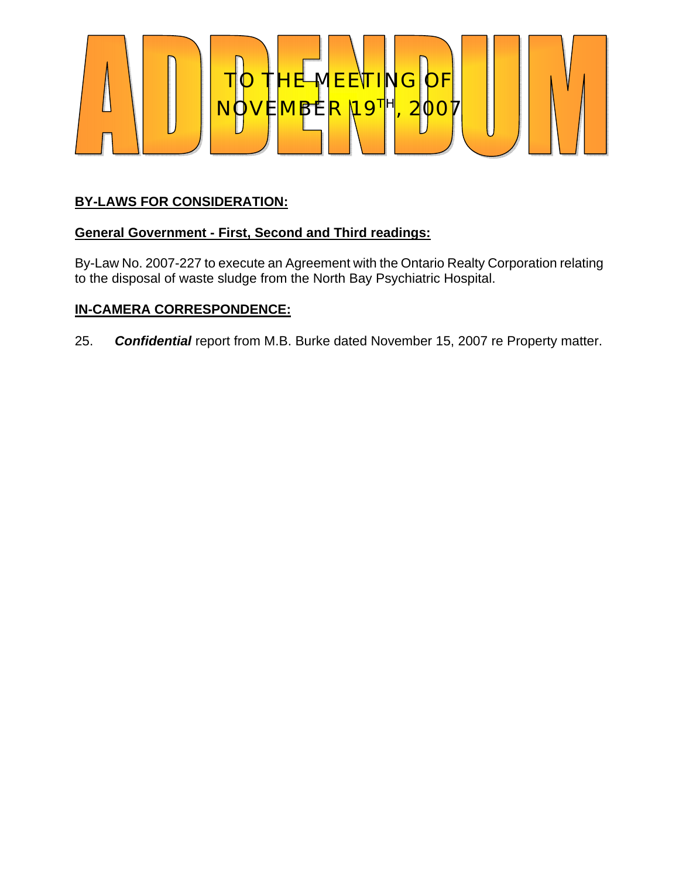# ADDENDUM

## TO THE MEETING OF NOVEMBER 19TH, 2007

**BY-LAWS FOR CONSIDERATION:**

**General Government - First, Second and Third readings:**

By-Law No. 2007-227 to execute an Agreement with the Ontario Realty Corporation relating to the disposal of waste sludge from the North Bay Psychiatric Hospital.

**IN-CAMERA CORRESPONDENCE:**

25. ***Confidential*** report from M.B. Burke dated November 15, 2007 re Property matter.